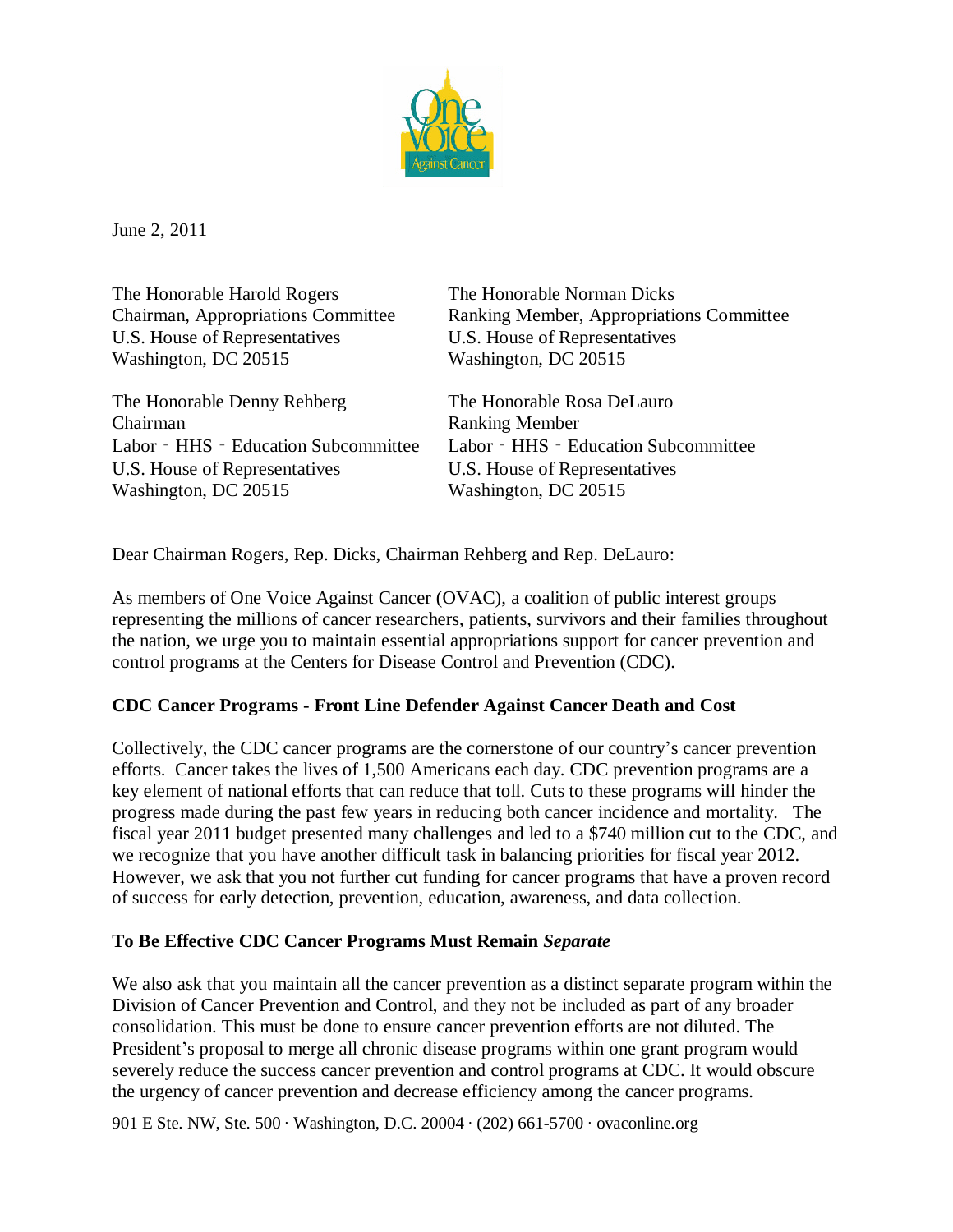June 2, 2011

The Honorable Harold Rogers
Chairman, Appropriations Committee
U.S. House of Representatives
Washington, DC 20515

The Honorable Norman Dicks
Ranking Member, Appropriations Committee
U.S. House of Representatives
Washington, DC 20515

The Honorable Denny Rehberg
Chairman
Labor ‐ HHS ‐ Education Subcommittee
U.S. House of Representatives
Washington, DC 20515

The Honorable Rosa DeLauro
Ranking Member
Labor ‐ HHS ‐ Education Subcommittee
U.S. House of Representatives
Washington, DC 20515

Dear Chairman Rogers, Rep. Dicks, Chairman Rehberg and Rep. DeLauro:

As members of One Voice Against Cancer (OVAC), a coalition of public interest groups representing the millions of cancer researchers, patients, survivors and their families throughout the nation, we urge you to maintain essential appropriations support for cancer prevention and control programs at the Centers for Disease Control and Prevention (CDC).

**CDC Cancer Programs - Front Line Defender Against Cancer Death and Cost**

Collectively, the CDC cancer programs are the cornerstone of our country's cancer prevention efforts. Cancer takes the lives of 1,500 Americans each day. CDC prevention programs are a key element of national efforts that can reduce that toll. Cuts to these programs will hinder the progress made during the past few years in reducing both cancer incidence and mortality. The fiscal year 2011 budget presented many challenges and led to a $740 million cut to the CDC, and we recognize that you have another difficult task in balancing priorities for fiscal year 2012. However, we ask that you not further cut funding for cancer programs that have a proven record of success for early detection, prevention, education, awareness, and data collection.

**To Be Effective CDC Cancer Programs Must Remain *Separate***

We also ask that you maintain all the cancer prevention as a distinct separate program within the Division of Cancer Prevention and Control, and they not be included as part of any broader consolidation. This must be done to ensure cancer prevention efforts are not diluted. The President's proposal to merge all chronic disease programs within one grant program would severely reduce the success cancer prevention and control programs at CDC. It would obscure the urgency of cancer prevention and decrease efficiency among the cancer programs.

901 E Ste. NW, Ste. 500 · Washington, D.C. 20004 · (202) 661-5700 · ovaconline.org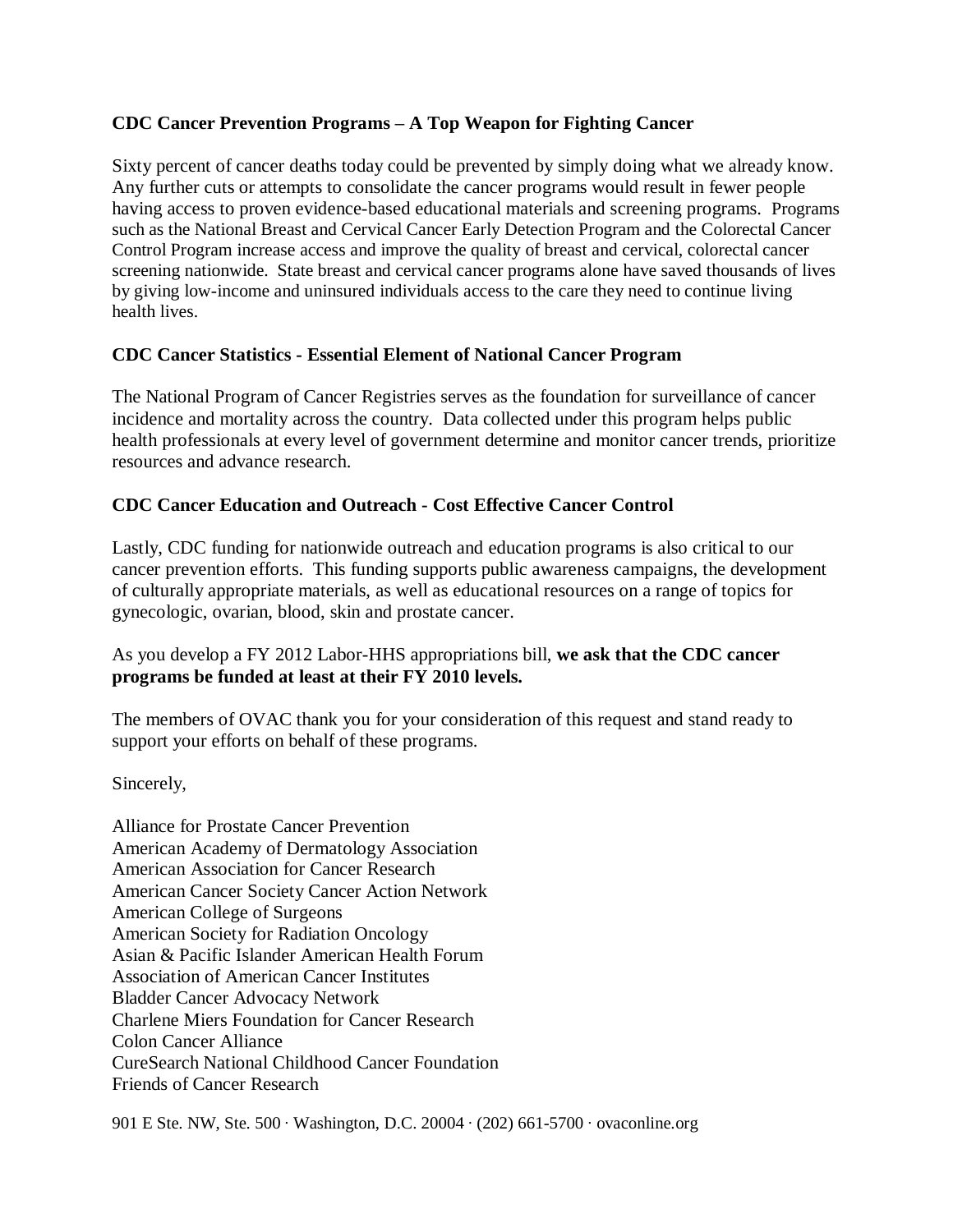**CDC Cancer Prevention Programs – A Top Weapon for Fighting Cancer**

Sixty percent of cancer deaths today could be prevented by simply doing what we already know. Any further cuts or attempts to consolidate the cancer programs would result in fewer people having access to proven evidence-based educational materials and screening programs. Programs such as the National Breast and Cervical Cancer Early Detection Program and the Colorectal Cancer Control Program increase access and improve the quality of breast and cervical, colorectal cancer screening nationwide. State breast and cervical cancer programs alone have saved thousands of lives by giving low-income and uninsured individuals access to the care they need to continue living health lives.

**CDC Cancer Statistics - Essential Element of National Cancer Program**

The National Program of Cancer Registries serves as the foundation for surveillance of cancer incidence and mortality across the country. Data collected under this program helps public health professionals at every level of government determine and monitor cancer trends, prioritize resources and advance research.

**CDC Cancer Education and Outreach - Cost Effective Cancer Control**

Lastly, CDC funding for nationwide outreach and education programs is also critical to our cancer prevention efforts. This funding supports public awareness campaigns, the development of culturally appropriate materials, as well as educational resources on a range of topics for gynecologic, ovarian, blood, skin and prostate cancer.

As you develop a FY 2012 Labor-HHS appropriations bill, **we ask that the CDC cancer programs be funded at least at their FY 2010 levels.**

The members of OVAC thank you for your consideration of this request and stand ready to support your efforts on behalf of these programs.

Sincerely,

Alliance for Prostate Cancer Prevention
American Academy of Dermatology Association
American Association for Cancer Research
American Cancer Society Cancer Action Network
American College of Surgeons
American Society for Radiation Oncology
Asian & Pacific Islander American Health Forum
Association of American Cancer Institutes
Bladder Cancer Advocacy Network
Charlene Miers Foundation for Cancer Research
Colon Cancer Alliance
CureSearch National Childhood Cancer Foundation
Friends of Cancer Research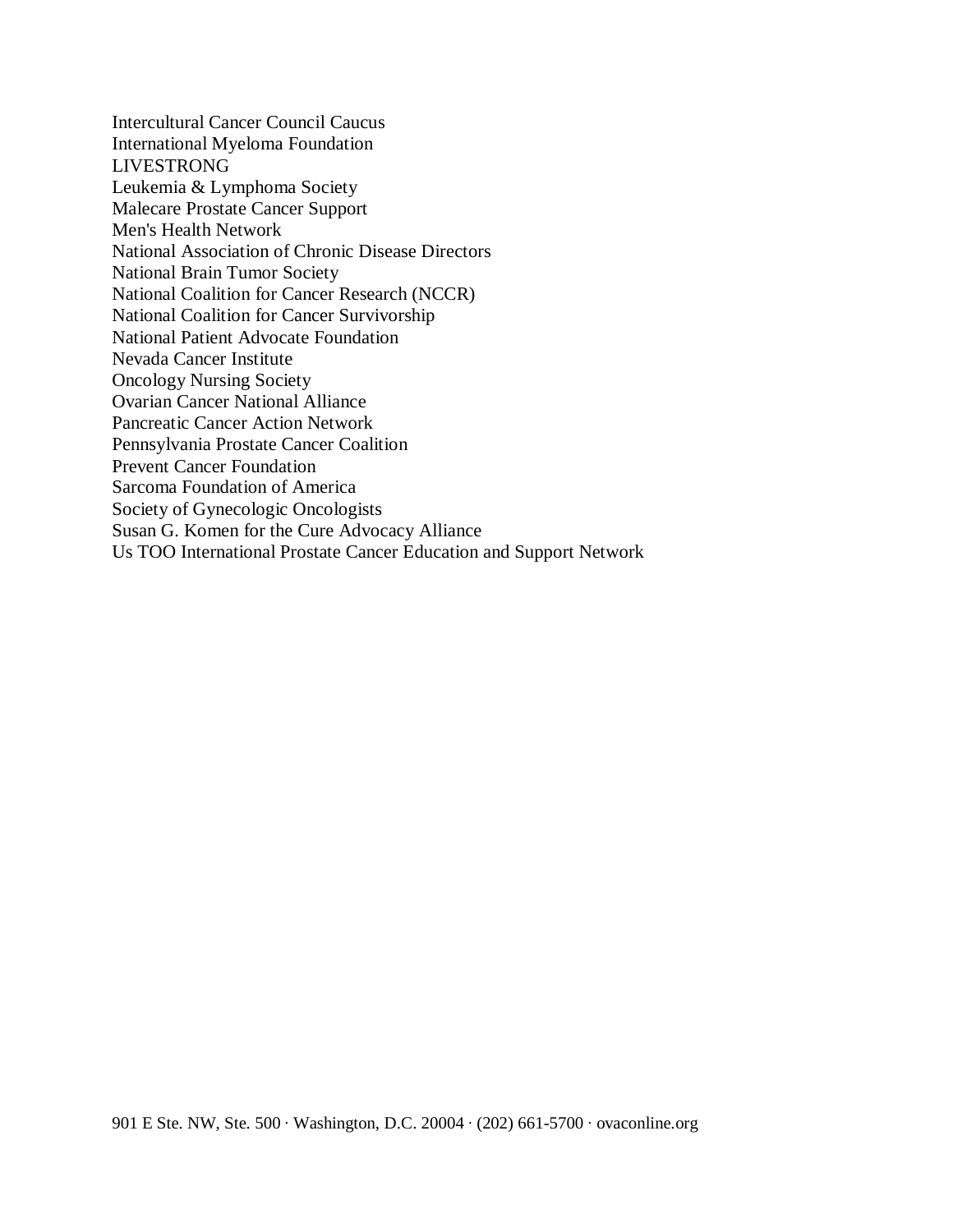Intercultural Cancer Council Caucus
International Myeloma Foundation
LIVESTRONG
Leukemia & Lymphoma Society
Malecare Prostate Cancer Support
Men's Health Network
National Association of Chronic Disease Directors
National Brain Tumor Society
National Coalition for Cancer Research (NCCR)
National Coalition for Cancer Survivorship
National Patient Advocate Foundation
Nevada Cancer Institute
Oncology Nursing Society
Ovarian Cancer National Alliance
Pancreatic Cancer Action Network
Pennsylvania Prostate Cancer Coalition
Prevent Cancer Foundation
Sarcoma Foundation of America
Society of Gynecologic Oncologists
Susan G. Komen for the Cure Advocacy Alliance
Us TOO International Prostate Cancer Education and Support Network